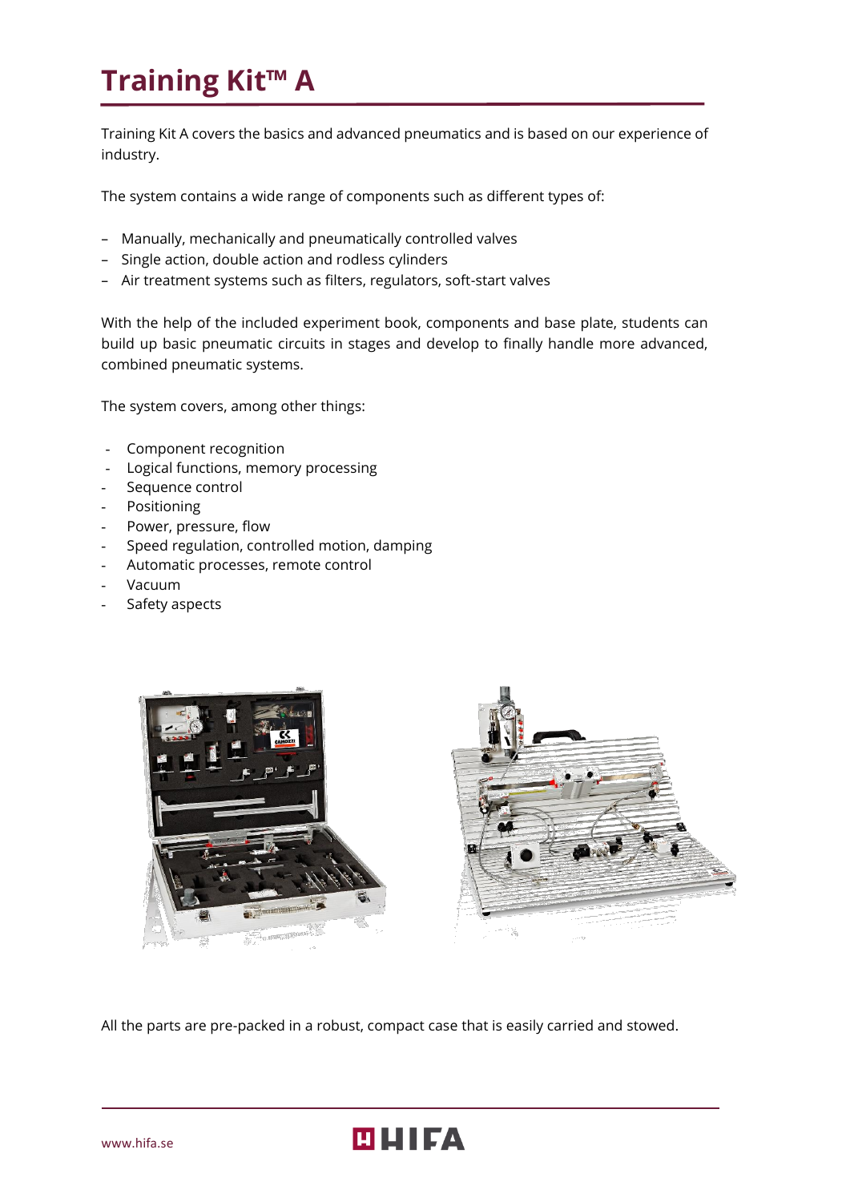# Training Kit™ A

Training Kit A covers the basics and advanced pneumatics and is based on our experience of industry.

The system contains a wide range of components such as different types of:

- Manually, mechanically and pneumatically controlled valves
- Single action, double action and rodless cylinders
- Air treatment systems such as filters, regulators, soft-start valves

With the help of the included experiment book, components and base plate, students can build up basic pneumatic circuits in stages and develop to finally handle more advanced, combined pneumatic systems.

The system covers, among other things:

- Component recognition
- Logical functions, memory processing
- Sequence control
- Positioning
- Power, pressure, flow
- Speed regulation, controlled motion, damping
- Automatic processes, remote control
- Vacuum
- Safety aspects

All the parts are pre-packed in a robust, compact case that is easily carried and stowed.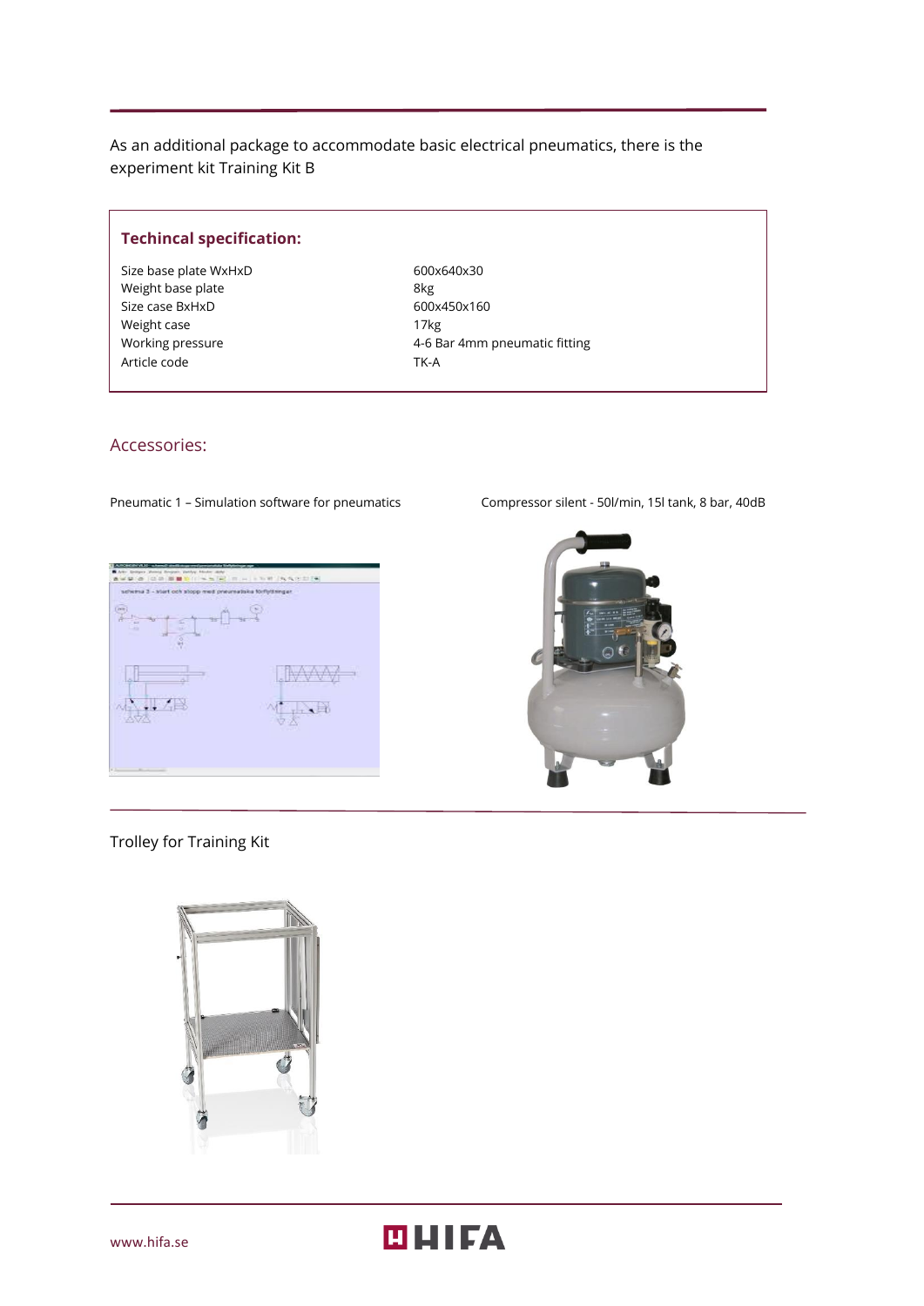As an additional package to accommodate basic electrical pneumatics, there is the experiment kit Training Kit B

## Techincal specification:

| | |
|---|---|
| Size base plate WxHxD | 600x640x30 |
| Weight base plate | 8kg |
| Size case BxHxD | 600x450x160 |
| Weight case | 17kg |
| Working pressure | 4-6 Bar 4mm pneumatic fitting |
| Article code | TK-A |

## Accessories:

Pneumatic 1 – Simulation software for pneumatics

Compressor silent - 50l/min, 15l tank, 8 bar, 40dB

Trolley for Training Kit